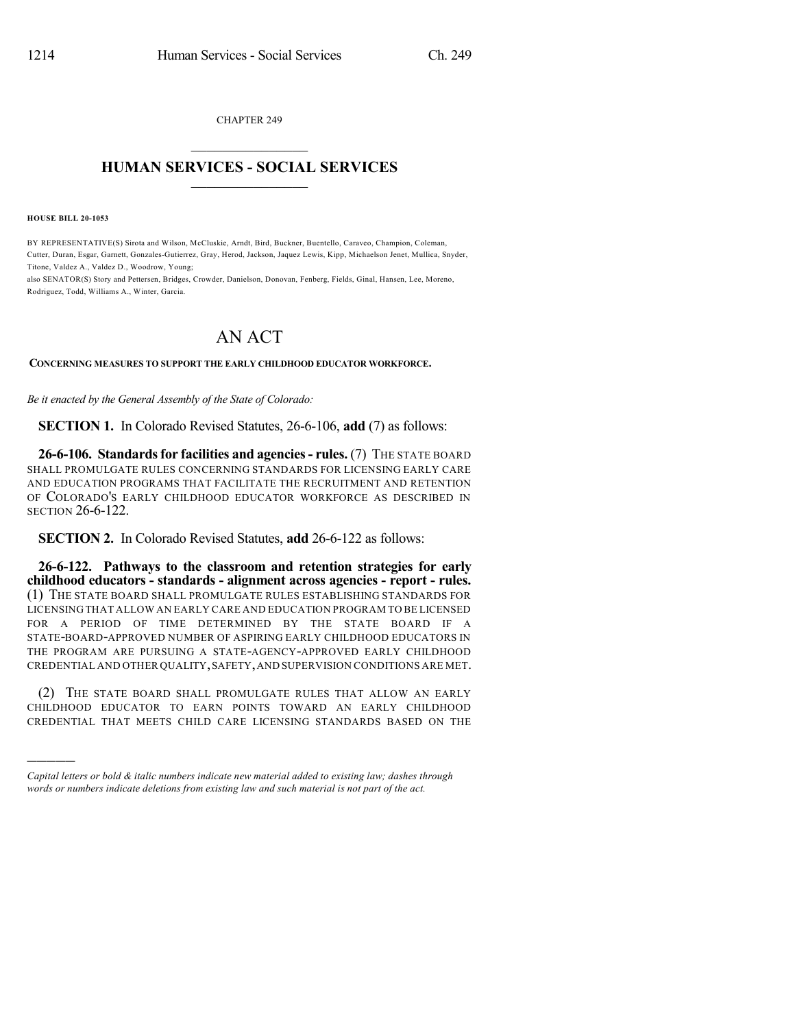CHAPTER 249

# HUMAN SERVICES - SOCIAL SERVICES

**HOUSE BILL 20-1053**

BY REPRESENTATIVE(S) Sirota and Wilson, McCluskie, Arndt, Bird, Buckner, Buentello, Caraveo, Champion, Coleman, Cutter, Duran, Esgar, Garnett, Gonzales-Gutierrez, Gray, Herod, Jackson, Jaquez Lewis, Kipp, Michaelson Jenet, Mullica, Snyder, Titone, Valdez A., Valdez D., Woodrow, Young;
also SENATOR(S) Story and Pettersen, Bridges, Crowder, Danielson, Donovan, Fenberg, Fields, Ginal, Hansen, Lee, Moreno, Rodriguez, Todd, Williams A., Winter, Garcia.

# AN ACT

**CONCERNING MEASURES TO SUPPORT THE EARLY CHILDHOOD EDUCATOR WORKFORCE.**

*Be it enacted by the General Assembly of the State of Colorado:*

**SECTION 1.** In Colorado Revised Statutes, 26-6-106, **add** (7) as follows:

**26-6-106. Standards for facilities and agencies - rules.** (7) THE STATE BOARD SHALL PROMULGATE RULES CONCERNING STANDARDS FOR LICENSING EARLY CARE AND EDUCATION PROGRAMS THAT FACILITATE THE RECRUITMENT AND RETENTION OF COLORADO'S EARLY CHILDHOOD EDUCATOR WORKFORCE AS DESCRIBED IN SECTION 26-6-122.

**SECTION 2.** In Colorado Revised Statutes, **add** 26-6-122 as follows:

**26-6-122. Pathways to the classroom and retention strategies for early childhood educators - standards - alignment across agencies - report - rules.** (1) THE STATE BOARD SHALL PROMULGATE RULES ESTABLISHING STANDARDS FOR LICENSING THAT ALLOW AN EARLY CARE AND EDUCATION PROGRAM TO BE LICENSED FOR A PERIOD OF TIME DETERMINED BY THE STATE BOARD IF A STATE-BOARD-APPROVED NUMBER OF ASPIRING EARLY CHILDHOOD EDUCATORS IN THE PROGRAM ARE PURSUING A STATE-AGENCY-APPROVED EARLY CHILDHOOD CREDENTIAL AND OTHER QUALITY, SAFETY, AND SUPERVISION CONDITIONS ARE MET.

(2) THE STATE BOARD SHALL PROMULGATE RULES THAT ALLOW AN EARLY CHILDHOOD EDUCATOR TO EARN POINTS TOWARD AN EARLY CHILDHOOD CREDENTIAL THAT MEETS CHILD CARE LICENSING STANDARDS BASED ON THE

---

*Capital letters or bold & italic numbers indicate new material added to existing law; dashes through words or numbers indicate deletions from existing law and such material is not part of the act.*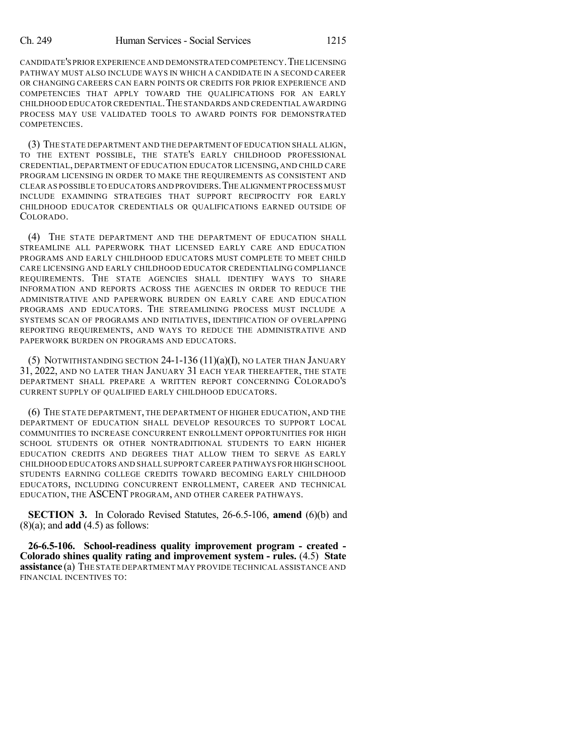CANDIDATE'S PRIOR EXPERIENCE AND DEMONSTRATED COMPETENCY. THE LICENSING PATHWAY MUST ALSO INCLUDE WAYS IN WHICH A CANDIDATE IN A SECOND CAREER OR CHANGING CAREERS CAN EARN POINTS OR CREDITS FOR PRIOR EXPERIENCE AND COMPETENCIES THAT APPLY TOWARD THE QUALIFICATIONS FOR AN EARLY CHILDHOOD EDUCATOR CREDENTIAL. THE STANDARDS AND CREDENTIAL AWARDING PROCESS MAY USE VALIDATED TOOLS TO AWARD POINTS FOR DEMONSTRATED COMPETENCIES.

(3) THE STATE DEPARTMENT AND THE DEPARTMENT OF EDUCATION SHALL ALIGN, TO THE EXTENT POSSIBLE, THE STATE'S EARLY CHILDHOOD PROFESSIONAL CREDENTIAL, DEPARTMENT OF EDUCATION EDUCATOR LICENSING, AND CHILD CARE PROGRAM LICENSING IN ORDER TO MAKE THE REQUIREMENTS AS CONSISTENT AND CLEAR AS POSSIBLE TO EDUCATORS AND PROVIDERS. THE ALIGNMENT PROCESS MUST INCLUDE EXAMINING STRATEGIES THAT SUPPORT RECIPROCITY FOR EARLY CHILDHOOD EDUCATOR CREDENTIALS OR QUALIFICATIONS EARNED OUTSIDE OF COLORADO.

(4) THE STATE DEPARTMENT AND THE DEPARTMENT OF EDUCATION SHALL STREAMLINE ALL PAPERWORK THAT LICENSED EARLY CARE AND EDUCATION PROGRAMS AND EARLY CHILDHOOD EDUCATORS MUST COMPLETE TO MEET CHILD CARE LICENSING AND EARLY CHILDHOOD EDUCATOR CREDENTIALING COMPLIANCE REQUIREMENTS. THE STATE AGENCIES SHALL IDENTIFY WAYS TO SHARE INFORMATION AND REPORTS ACROSS THE AGENCIES IN ORDER TO REDUCE THE ADMINISTRATIVE AND PAPERWORK BURDEN ON EARLY CARE AND EDUCATION PROGRAMS AND EDUCATORS. THE STREAMLINING PROCESS MUST INCLUDE A SYSTEMS SCAN OF PROGRAMS AND INITIATIVES, IDENTIFICATION OF OVERLAPPING REPORTING REQUIREMENTS, AND WAYS TO REDUCE THE ADMINISTRATIVE AND PAPERWORK BURDEN ON PROGRAMS AND EDUCATORS.

(5) NOTWITHSTANDING SECTION 24-1-136 (11)(a)(I), NO LATER THAN JANUARY 31, 2022, AND NO LATER THAN JANUARY 31 EACH YEAR THEREAFTER, THE STATE DEPARTMENT SHALL PREPARE A WRITTEN REPORT CONCERNING COLORADO'S CURRENT SUPPLY OF QUALIFIED EARLY CHILDHOOD EDUCATORS.

(6) THE STATE DEPARTMENT, THE DEPARTMENT OF HIGHER EDUCATION, AND THE DEPARTMENT OF EDUCATION SHALL DEVELOP RESOURCES TO SUPPORT LOCAL COMMUNITIES TO INCREASE CONCURRENT ENROLLMENT OPPORTUNITIES FOR HIGH SCHOOL STUDENTS OR OTHER NONTRADITIONAL STUDENTS TO EARN HIGHER EDUCATION CREDITS AND DEGREES THAT ALLOW THEM TO SERVE AS EARLY CHILDHOOD EDUCATORS AND SHALL SUPPORT CAREER PATHWAYS FOR HIGH SCHOOL STUDENTS EARNING COLLEGE CREDITS TOWARD BECOMING EARLY CHILDHOOD EDUCATORS, INCLUDING CONCURRENT ENROLLMENT, CAREER AND TECHNICAL EDUCATION, THE ASCENT PROGRAM, AND OTHER CAREER PATHWAYS.

**SECTION 3.** In Colorado Revised Statutes, 26-6.5-106, **amend** (6)(b) and (8)(a); and **add** (4.5) as follows:

**26-6.5-106. School-readiness quality improvement program - created - Colorado shines quality rating and improvement system - rules.** (4.5) **State assistance** (a) THE STATE DEPARTMENT MAY PROVIDE TECHNICAL ASSISTANCE AND FINANCIAL INCENTIVES TO: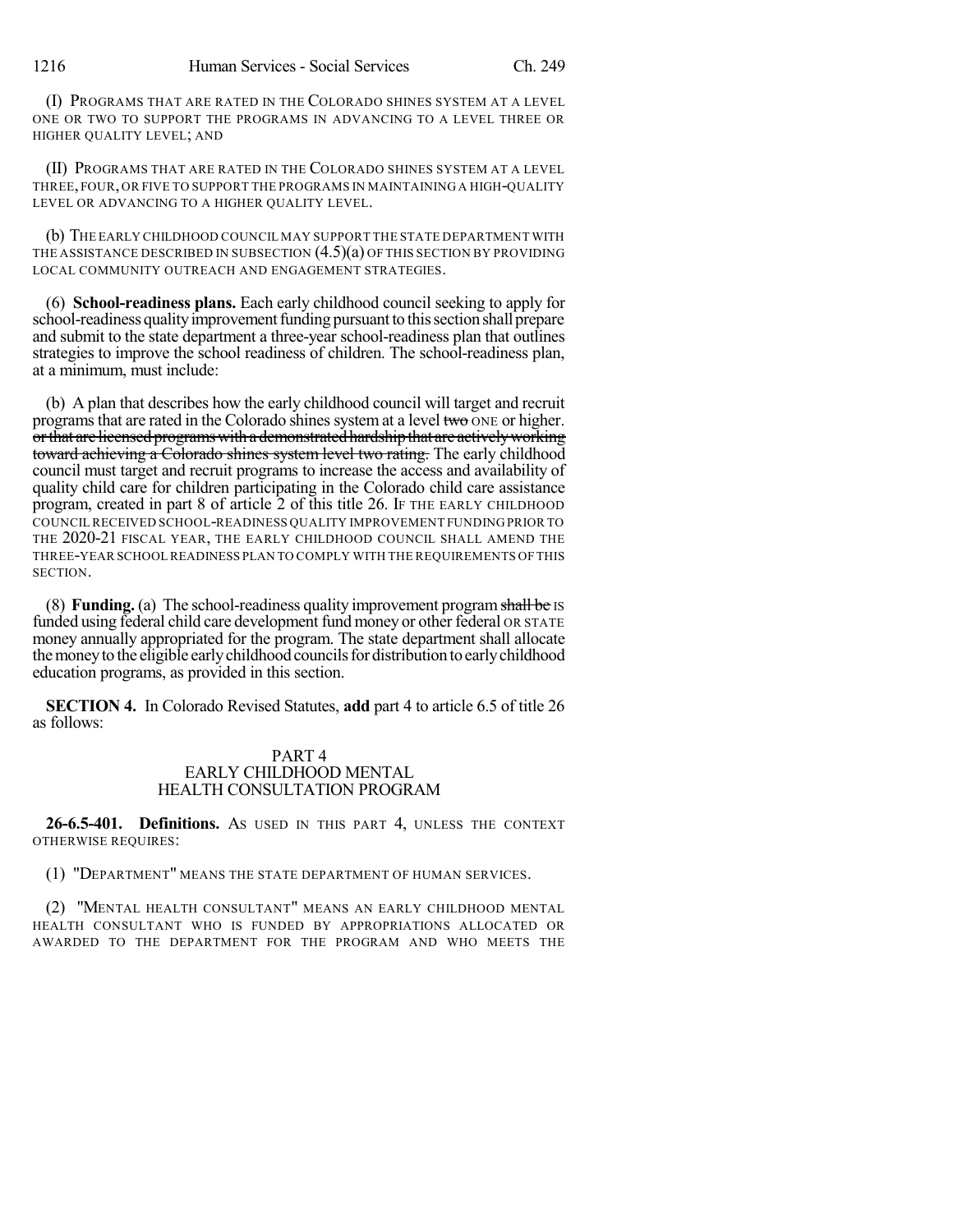(I) PROGRAMS THAT ARE RATED IN THE COLORADO SHINES SYSTEM AT A LEVEL ONE OR TWO TO SUPPORT THE PROGRAMS IN ADVANCING TO A LEVEL THREE OR HIGHER QUALITY LEVEL; AND

(II) PROGRAMS THAT ARE RATED IN THE COLORADO SHINES SYSTEM AT A LEVEL THREE, FOUR, OR FIVE TO SUPPORT THE PROGRAMS IN MAINTAINING A HIGH-QUALITY LEVEL OR ADVANCING TO A HIGHER QUALITY LEVEL.

(b) THE EARLY CHILDHOOD COUNCIL MAY SUPPORT THE STATE DEPARTMENT WITH THE ASSISTANCE DESCRIBED IN SUBSECTION (4.5)(a) OF THIS SECTION BY PROVIDING LOCAL COMMUNITY OUTREACH AND ENGAGEMENT STRATEGIES.

(6) **School-readiness plans.** Each early childhood council seeking to apply for school-readiness quality improvement funding pursuant to this section shall prepare and submit to the state department a three-year school-readiness plan that outlines strategies to improve the school readiness of children. The school-readiness plan, at a minimum, must include:

(b) A plan that describes how the early childhood council will target and recruit programs that are rated in the Colorado shines system at a level ~~two~~ ONE or higher. ~~or that are licensed programs with a demonstrated hardship that are actively working toward achieving a Colorado shines system level two rating.~~ The early childhood council must target and recruit programs to increase the access and availability of quality child care for children participating in the Colorado child care assistance program, created in part 8 of article 2 of this title 26. IF THE EARLY CHILDHOOD COUNCIL RECEIVED SCHOOL-READINESS QUALITY IMPROVEMENT FUNDING PRIOR TO THE 2020-21 FISCAL YEAR, THE EARLY CHILDHOOD COUNCIL SHALL AMEND THE THREE-YEAR SCHOOL READINESS PLAN TO COMPLY WITH THE REQUIREMENTS OF THIS SECTION.

(8) **Funding.** (a) The school-readiness quality improvement program ~~shall be~~ IS funded using federal child care development fund money or other federal OR STATE money annually appropriated for the program. The state department shall allocate the money to the eligible early childhood councils for distribution to early childhood education programs, as provided in this section.

**SECTION 4.** In Colorado Revised Statutes, **add** part 4 to article 6.5 of title 26 as follows:

PART 4
EARLY CHILDHOOD MENTAL HEALTH CONSULTATION PROGRAM

**26-6.5-401. Definitions.** AS USED IN THIS PART 4, UNLESS THE CONTEXT OTHERWISE REQUIRES:

(1) "DEPARTMENT" MEANS THE STATE DEPARTMENT OF HUMAN SERVICES.

(2) "MENTAL HEALTH CONSULTANT" MEANS AN EARLY CHILDHOOD MENTAL HEALTH CONSULTANT WHO IS FUNDED BY APPROPRIATIONS ALLOCATED OR AWARDED TO THE DEPARTMENT FOR THE PROGRAM AND WHO MEETS THE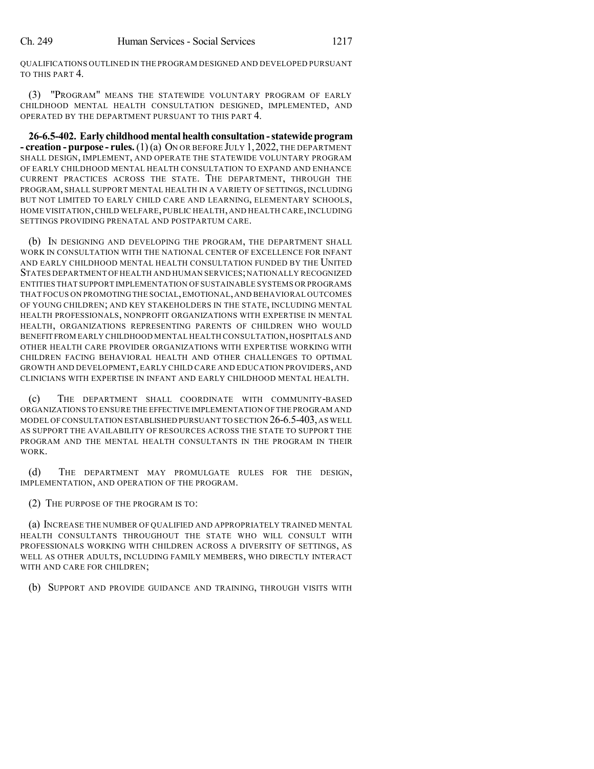QUALIFICATIONS OUTLINED IN THE PROGRAM DESIGNED AND DEVELOPED PURSUANT TO THIS PART 4.

(3) "PROGRAM" MEANS THE STATEWIDE VOLUNTARY PROGRAM OF EARLY CHILDHOOD MENTAL HEALTH CONSULTATION DESIGNED, IMPLEMENTED, AND OPERATED BY THE DEPARTMENT PURSUANT TO THIS PART 4.

**26-6.5-402. Early childhood mental health consultation - statewide program - creation - purpose - rules.** (1) (a) ON OR BEFORE JULY 1, 2022, THE DEPARTMENT SHALL DESIGN, IMPLEMENT, AND OPERATE THE STATEWIDE VOLUNTARY PROGRAM OF EARLY CHILDHOOD MENTAL HEALTH CONSULTATION TO EXPAND AND ENHANCE CURRENT PRACTICES ACROSS THE STATE. THE DEPARTMENT, THROUGH THE PROGRAM, SHALL SUPPORT MENTAL HEALTH IN A VARIETY OF SETTINGS, INCLUDING BUT NOT LIMITED TO EARLY CHILD CARE AND LEARNING, ELEMENTARY SCHOOLS, HOME VISITATION, CHILD WELFARE, PUBLIC HEALTH, AND HEALTH CARE, INCLUDING SETTINGS PROVIDING PRENATAL AND POSTPARTUM CARE.

(b) IN DESIGNING AND DEVELOPING THE PROGRAM, THE DEPARTMENT SHALL WORK IN CONSULTATION WITH THE NATIONAL CENTER OF EXCELLENCE FOR INFANT AND EARLY CHILDHOOD MENTAL HEALTH CONSULTATION FUNDED BY THE UNITED STATES DEPARTMENT OF HEALTH AND HUMAN SERVICES; NATIONALLY RECOGNIZED ENTITIES THAT SUPPORT IMPLEMENTATION OF SUSTAINABLE SYSTEMS OR PROGRAMS THAT FOCUS ON PROMOTING THE SOCIAL, EMOTIONAL, AND BEHAVIORAL OUTCOMES OF YOUNG CHILDREN; AND KEY STAKEHOLDERS IN THE STATE, INCLUDING MENTAL HEALTH PROFESSIONALS, NONPROFIT ORGANIZATIONS WITH EXPERTISE IN MENTAL HEALTH, ORGANIZATIONS REPRESENTING PARENTS OF CHILDREN WHO WOULD BENEFIT FROM EARLY CHILDHOOD MENTAL HEALTH CONSULTATION, HOSPITALS AND OTHER HEALTH CARE PROVIDER ORGANIZATIONS WITH EXPERTISE WORKING WITH CHILDREN FACING BEHAVIORAL HEALTH AND OTHER CHALLENGES TO OPTIMAL GROWTH AND DEVELOPMENT, EARLY CHILD CARE AND EDUCATION PROVIDERS, AND CLINICIANS WITH EXPERTISE IN INFANT AND EARLY CHILDHOOD MENTAL HEALTH.

(c) THE DEPARTMENT SHALL COORDINATE WITH COMMUNITY-BASED ORGANIZATIONS TO ENSURE THE EFFECTIVE IMPLEMENTATION OF THE PROGRAM AND MODEL OF CONSULTATION ESTABLISHED PURSUANT TO SECTION 26-6.5-403, AS WELL AS SUPPORT THE AVAILABILITY OF RESOURCES ACROSS THE STATE TO SUPPORT THE PROGRAM AND THE MENTAL HEALTH CONSULTANTS IN THE PROGRAM IN THEIR WORK.

(d) THE DEPARTMENT MAY PROMULGATE RULES FOR THE DESIGN, IMPLEMENTATION, AND OPERATION OF THE PROGRAM.

(2) THE PURPOSE OF THE PROGRAM IS TO:

(a) INCREASE THE NUMBER OF QUALIFIED AND APPROPRIATELY TRAINED MENTAL HEALTH CONSULTANTS THROUGHOUT THE STATE WHO WILL CONSULT WITH PROFESSIONALS WORKING WITH CHILDREN ACROSS A DIVERSITY OF SETTINGS, AS WELL AS OTHER ADULTS, INCLUDING FAMILY MEMBERS, WHO DIRECTLY INTERACT WITH AND CARE FOR CHILDREN;

(b) SUPPORT AND PROVIDE GUIDANCE AND TRAINING, THROUGH VISITS WITH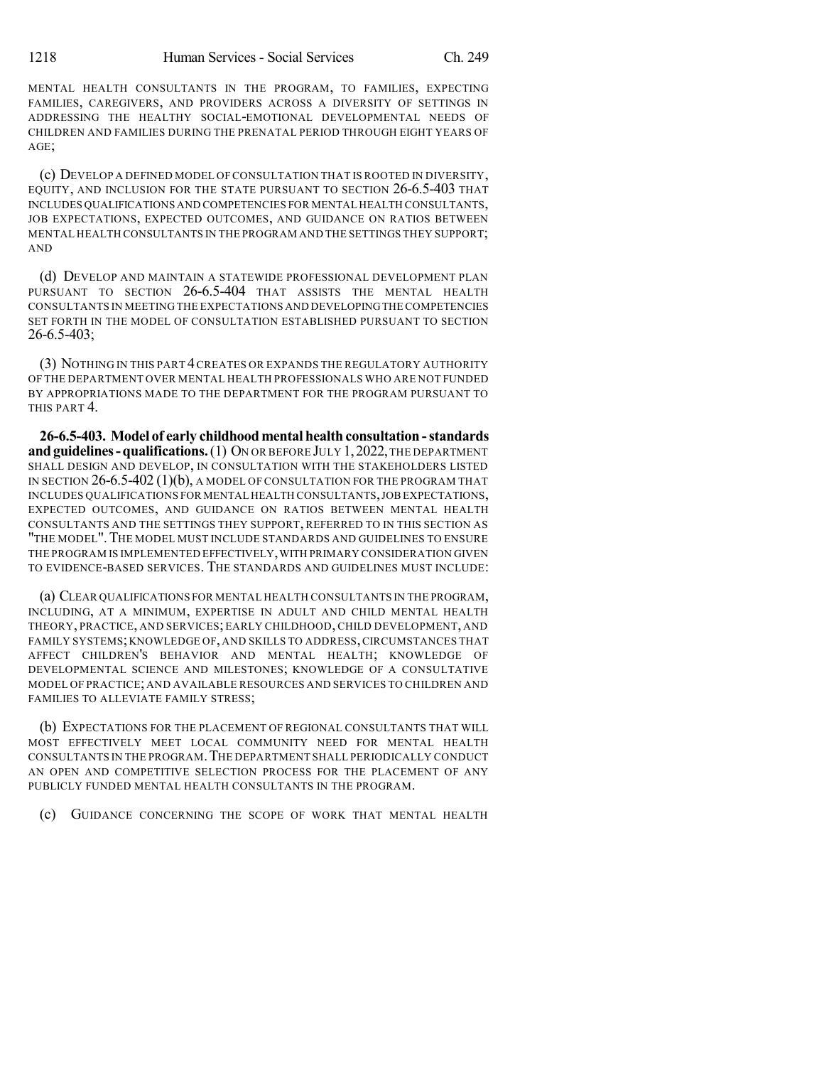MENTAL HEALTH CONSULTANTS IN THE PROGRAM, TO FAMILIES, EXPECTING FAMILIES, CAREGIVERS, AND PROVIDERS ACROSS A DIVERSITY OF SETTINGS IN ADDRESSING THE HEALTHY SOCIAL-EMOTIONAL DEVELOPMENTAL NEEDS OF CHILDREN AND FAMILIES DURING THE PRENATAL PERIOD THROUGH EIGHT YEARS OF AGE;

(c) DEVELOP A DEFINED MODEL OF CONSULTATION THAT IS ROOTED IN DIVERSITY, EQUITY, AND INCLUSION FOR THE STATE PURSUANT TO SECTION 26-6.5-403 THAT INCLUDES QUALIFICATIONS AND COMPETENCIES FOR MENTAL HEALTH CONSULTANTS, JOB EXPECTATIONS, EXPECTED OUTCOMES, AND GUIDANCE ON RATIOS BETWEEN MENTAL HEALTH CONSULTANTS IN THE PROGRAM AND THE SETTINGS THEY SUPPORT; AND

(d) DEVELOP AND MAINTAIN A STATEWIDE PROFESSIONAL DEVELOPMENT PLAN PURSUANT TO SECTION 26-6.5-404 THAT ASSISTS THE MENTAL HEALTH CONSULTANTS IN MEETING THE EXPECTATIONS AND DEVELOPING THE COMPETENCIES SET FORTH IN THE MODEL OF CONSULTATION ESTABLISHED PURSUANT TO SECTION 26-6.5-403;

(3) NOTHING IN THIS PART 4 CREATES OR EXPANDS THE REGULATORY AUTHORITY OF THE DEPARTMENT OVER MENTAL HEALTH PROFESSIONALS WHO ARE NOT FUNDED BY APPROPRIATIONS MADE TO THE DEPARTMENT FOR THE PROGRAM PURSUANT TO THIS PART 4.

**26-6.5-403. Model of early childhood mental health consultation - standards and guidelines - qualifications.** (1) ON OR BEFORE JULY 1, 2022, THE DEPARTMENT SHALL DESIGN AND DEVELOP, IN CONSULTATION WITH THE STAKEHOLDERS LISTED IN SECTION 26-6.5-402 (1)(b), A MODEL OF CONSULTATION FOR THE PROGRAM THAT INCLUDES QUALIFICATIONS FOR MENTAL HEALTH CONSULTANTS, JOB EXPECTATIONS, EXPECTED OUTCOMES, AND GUIDANCE ON RATIOS BETWEEN MENTAL HEALTH CONSULTANTS AND THE SETTINGS THEY SUPPORT, REFERRED TO IN THIS SECTION AS "THE MODEL". THE MODEL MUST INCLUDE STANDARDS AND GUIDELINES TO ENSURE THE PROGRAM IS IMPLEMENTED EFFECTIVELY, WITH PRIMARY CONSIDERATION GIVEN TO EVIDENCE-BASED SERVICES. THE STANDARDS AND GUIDELINES MUST INCLUDE:

(a) CLEAR QUALIFICATIONS FOR MENTAL HEALTH CONSULTANTS IN THE PROGRAM, INCLUDING, AT A MINIMUM, EXPERTISE IN ADULT AND CHILD MENTAL HEALTH THEORY, PRACTICE, AND SERVICES; EARLY CHILDHOOD, CHILD DEVELOPMENT, AND FAMILY SYSTEMS; KNOWLEDGE OF, AND SKILLS TO ADDRESS, CIRCUMSTANCES THAT AFFECT CHILDREN'S BEHAVIOR AND MENTAL HEALTH; KNOWLEDGE OF DEVELOPMENTAL SCIENCE AND MILESTONES; KNOWLEDGE OF A CONSULTATIVE MODEL OF PRACTICE; AND AVAILABLE RESOURCES AND SERVICES TO CHILDREN AND FAMILIES TO ALLEVIATE FAMILY STRESS;

(b) EXPECTATIONS FOR THE PLACEMENT OF REGIONAL CONSULTANTS THAT WILL MOST EFFECTIVELY MEET LOCAL COMMUNITY NEED FOR MENTAL HEALTH CONSULTANTS IN THE PROGRAM. THE DEPARTMENT SHALL PERIODICALLY CONDUCT AN OPEN AND COMPETITIVE SELECTION PROCESS FOR THE PLACEMENT OF ANY PUBLICLY FUNDED MENTAL HEALTH CONSULTANTS IN THE PROGRAM.

(c) GUIDANCE CONCERNING THE SCOPE OF WORK THAT MENTAL HEALTH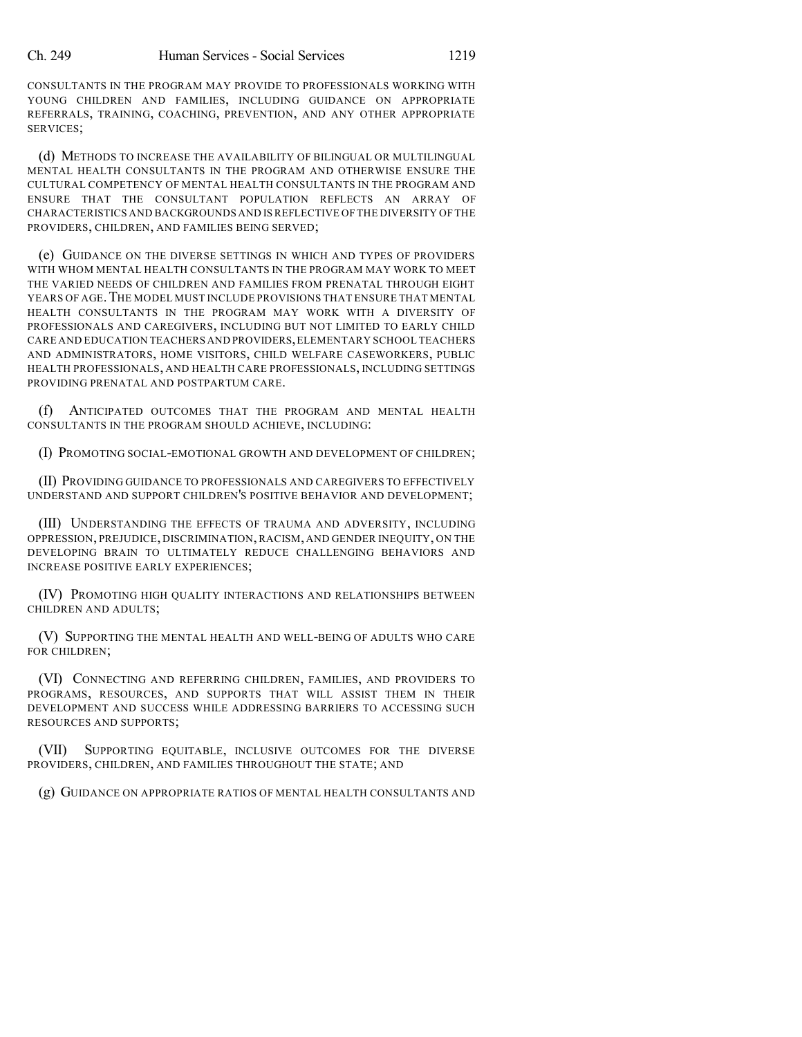CONSULTANTS IN THE PROGRAM MAY PROVIDE TO PROFESSIONALS WORKING WITH YOUNG CHILDREN AND FAMILIES, INCLUDING GUIDANCE ON APPROPRIATE REFERRALS, TRAINING, COACHING, PREVENTION, AND ANY OTHER APPROPRIATE SERVICES;

(d) METHODS TO INCREASE THE AVAILABILITY OF BILINGUAL OR MULTILINGUAL MENTAL HEALTH CONSULTANTS IN THE PROGRAM AND OTHERWISE ENSURE THE CULTURAL COMPETENCY OF MENTAL HEALTH CONSULTANTS IN THE PROGRAM AND ENSURE THAT THE CONSULTANT POPULATION REFLECTS AN ARRAY OF CHARACTERISTICS AND BACKGROUNDS AND IS REFLECTIVE OF THE DIVERSITY OF THE PROVIDERS, CHILDREN, AND FAMILIES BEING SERVED;

(e) GUIDANCE ON THE DIVERSE SETTINGS IN WHICH AND TYPES OF PROVIDERS WITH WHOM MENTAL HEALTH CONSULTANTS IN THE PROGRAM MAY WORK TO MEET THE VARIED NEEDS OF CHILDREN AND FAMILIES FROM PRENATAL THROUGH EIGHT YEARS OF AGE. THE MODEL MUST INCLUDE PROVISIONS THAT ENSURE THAT MENTAL HEALTH CONSULTANTS IN THE PROGRAM MAY WORK WITH A DIVERSITY OF PROFESSIONALS AND CAREGIVERS, INCLUDING BUT NOT LIMITED TO EARLY CHILD CARE AND EDUCATION TEACHERS AND PROVIDERS, ELEMENTARY SCHOOL TEACHERS AND ADMINISTRATORS, HOME VISITORS, CHILD WELFARE CASEWORKERS, PUBLIC HEALTH PROFESSIONALS, AND HEALTH CARE PROFESSIONALS, INCLUDING SETTINGS PROVIDING PRENATAL AND POSTPARTUM CARE.

(f) ANTICIPATED OUTCOMES THAT THE PROGRAM AND MENTAL HEALTH CONSULTANTS IN THE PROGRAM SHOULD ACHIEVE, INCLUDING:

(I) PROMOTING SOCIAL-EMOTIONAL GROWTH AND DEVELOPMENT OF CHILDREN;

(II) PROVIDING GUIDANCE TO PROFESSIONALS AND CAREGIVERS TO EFFECTIVELY UNDERSTAND AND SUPPORT CHILDREN'S POSITIVE BEHAVIOR AND DEVELOPMENT;

(III) UNDERSTANDING THE EFFECTS OF TRAUMA AND ADVERSITY, INCLUDING OPPRESSION, PREJUDICE, DISCRIMINATION, RACISM, AND GENDER INEQUITY, ON THE DEVELOPING BRAIN TO ULTIMATELY REDUCE CHALLENGING BEHAVIORS AND INCREASE POSITIVE EARLY EXPERIENCES;

(IV) PROMOTING HIGH QUALITY INTERACTIONS AND RELATIONSHIPS BETWEEN CHILDREN AND ADULTS;

(V) SUPPORTING THE MENTAL HEALTH AND WELL-BEING OF ADULTS WHO CARE FOR CHILDREN;

(VI) CONNECTING AND REFERRING CHILDREN, FAMILIES, AND PROVIDERS TO PROGRAMS, RESOURCES, AND SUPPORTS THAT WILL ASSIST THEM IN THEIR DEVELOPMENT AND SUCCESS WHILE ADDRESSING BARRIERS TO ACCESSING SUCH RESOURCES AND SUPPORTS;

(VII) SUPPORTING EQUITABLE, INCLUSIVE OUTCOMES FOR THE DIVERSE PROVIDERS, CHILDREN, AND FAMILIES THROUGHOUT THE STATE; AND

(g) GUIDANCE ON APPROPRIATE RATIOS OF MENTAL HEALTH CONSULTANTS AND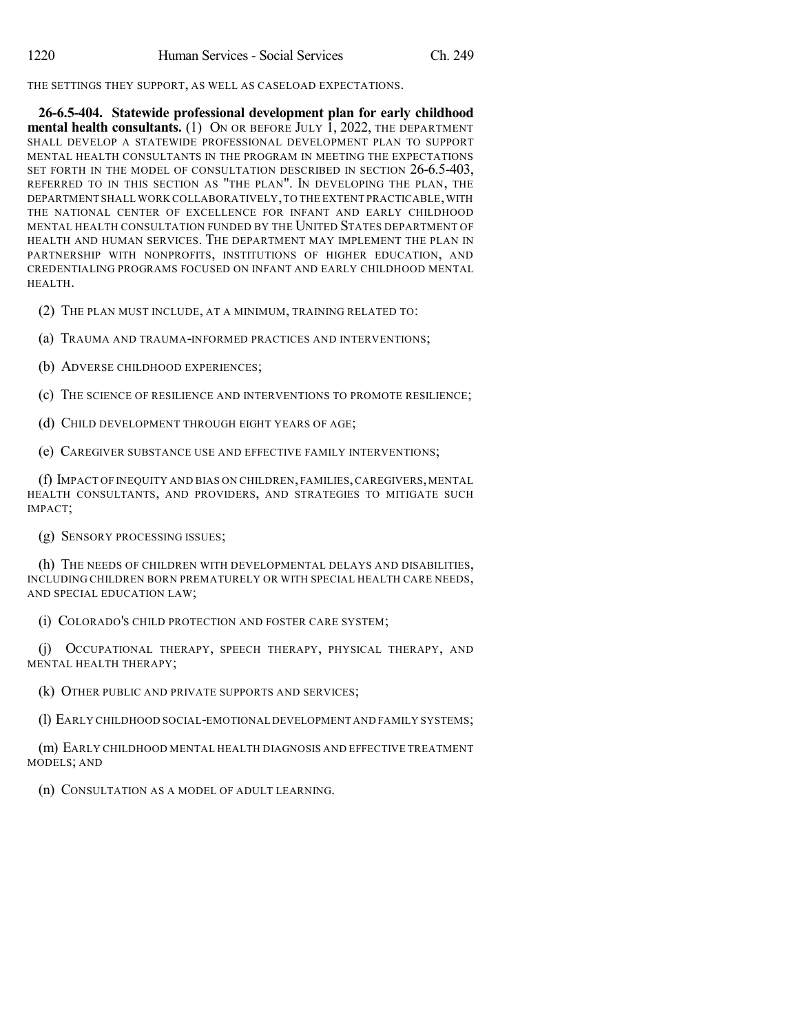THE SETTINGS THEY SUPPORT, AS WELL AS CASELOAD EXPECTATIONS.

**26-6.5-404. Statewide professional development plan for early childhood mental health consultants.** (1) ON OR BEFORE JULY 1, 2022, THE DEPARTMENT SHALL DEVELOP A STATEWIDE PROFESSIONAL DEVELOPMENT PLAN TO SUPPORT MENTAL HEALTH CONSULTANTS IN THE PROGRAM IN MEETING THE EXPECTATIONS SET FORTH IN THE MODEL OF CONSULTATION DESCRIBED IN SECTION 26-6.5-403, REFERRED TO IN THIS SECTION AS "THE PLAN". IN DEVELOPING THE PLAN, THE DEPARTMENT SHALL WORK COLLABORATIVELY, TO THE EXTENT PRACTICABLE, WITH THE NATIONAL CENTER OF EXCELLENCE FOR INFANT AND EARLY CHILDHOOD MENTAL HEALTH CONSULTATION FUNDED BY THE UNITED STATES DEPARTMENT OF HEALTH AND HUMAN SERVICES. THE DEPARTMENT MAY IMPLEMENT THE PLAN IN PARTNERSHIP WITH NONPROFITS, INSTITUTIONS OF HIGHER EDUCATION, AND CREDENTIALING PROGRAMS FOCUSED ON INFANT AND EARLY CHILDHOOD MENTAL HEALTH.

(2) THE PLAN MUST INCLUDE, AT A MINIMUM, TRAINING RELATED TO:

(a) TRAUMA AND TRAUMA-INFORMED PRACTICES AND INTERVENTIONS;

(b) ADVERSE CHILDHOOD EXPERIENCES;

(c) THE SCIENCE OF RESILIENCE AND INTERVENTIONS TO PROMOTE RESILIENCE;

(d) CHILD DEVELOPMENT THROUGH EIGHT YEARS OF AGE;

(e) CAREGIVER SUBSTANCE USE AND EFFECTIVE FAMILY INTERVENTIONS;

(f) IMPACT OF INEQUITY AND BIAS ON CHILDREN, FAMILIES, CAREGIVERS, MENTAL HEALTH CONSULTANTS, AND PROVIDERS, AND STRATEGIES TO MITIGATE SUCH IMPACT;

(g) SENSORY PROCESSING ISSUES;

(h) THE NEEDS OF CHILDREN WITH DEVELOPMENTAL DELAYS AND DISABILITIES, INCLUDING CHILDREN BORN PREMATURELY OR WITH SPECIAL HEALTH CARE NEEDS, AND SPECIAL EDUCATION LAW;

(i) COLORADO'S CHILD PROTECTION AND FOSTER CARE SYSTEM;

(j) OCCUPATIONAL THERAPY, SPEECH THERAPY, PHYSICAL THERAPY, AND MENTAL HEALTH THERAPY;

(k) OTHER PUBLIC AND PRIVATE SUPPORTS AND SERVICES;

(l) EARLY CHILDHOOD SOCIAL-EMOTIONAL DEVELOPMENT AND FAMILY SYSTEMS;

(m) EARLY CHILDHOOD MENTAL HEALTH DIAGNOSIS AND EFFECTIVE TREATMENT MODELS; AND

(n) CONSULTATION AS A MODEL OF ADULT LEARNING.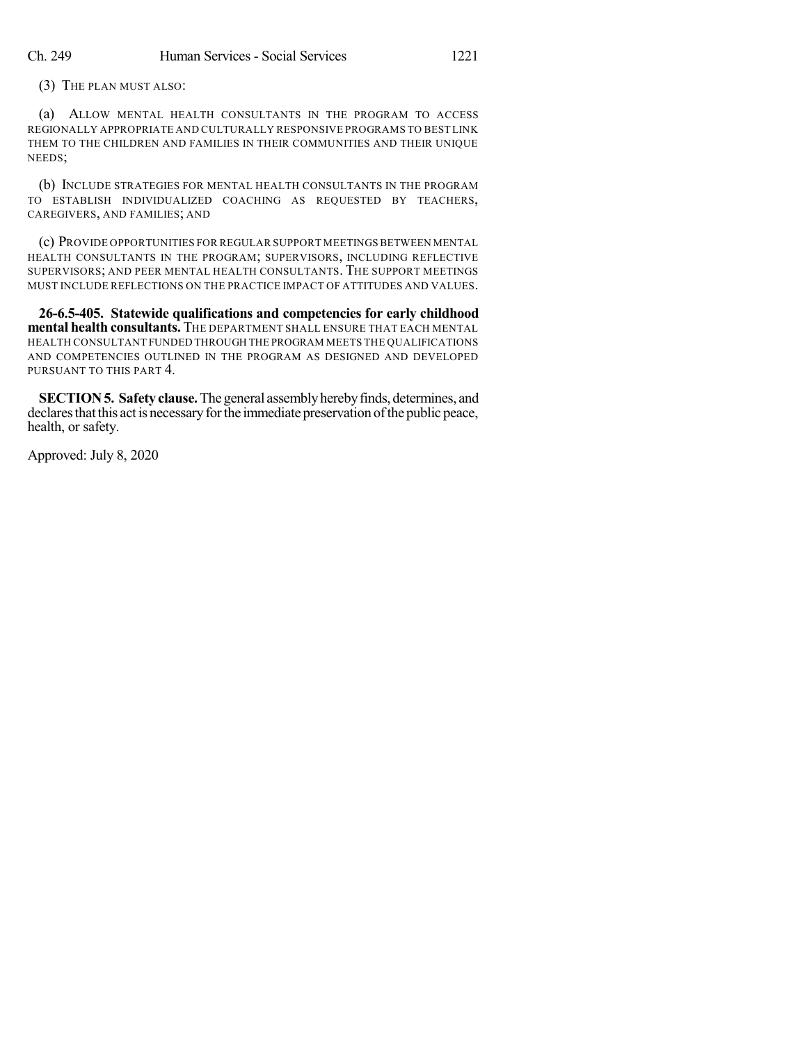(3) THE PLAN MUST ALSO:

(a) ALLOW MENTAL HEALTH CONSULTANTS IN THE PROGRAM TO ACCESS REGIONALLY APPROPRIATE AND CULTURALLY RESPONSIVE PROGRAMS TO BEST LINK THEM TO THE CHILDREN AND FAMILIES IN THEIR COMMUNITIES AND THEIR UNIQUE NEEDS;

(b) INCLUDE STRATEGIES FOR MENTAL HEALTH CONSULTANTS IN THE PROGRAM TO ESTABLISH INDIVIDUALIZED COACHING AS REQUESTED BY TEACHERS, CAREGIVERS, AND FAMILIES; AND

(c) PROVIDE OPPORTUNITIES FOR REGULAR SUPPORT MEETINGS BETWEEN MENTAL HEALTH CONSULTANTS IN THE PROGRAM; SUPERVISORS, INCLUDING REFLECTIVE SUPERVISORS; AND PEER MENTAL HEALTH CONSULTANTS. THE SUPPORT MEETINGS MUST INCLUDE REFLECTIONS ON THE PRACTICE IMPACT OF ATTITUDES AND VALUES.

**26-6.5-405. Statewide qualifications and competencies for early childhood mental health consultants.** THE DEPARTMENT SHALL ENSURE THAT EACH MENTAL HEALTH CONSULTANT FUNDED THROUGH THE PROGRAM MEETS THE QUALIFICATIONS AND COMPETENCIES OUTLINED IN THE PROGRAM AS DESIGNED AND DEVELOPED PURSUANT TO THIS PART 4.

**SECTION 5. Safety clause.** The general assembly hereby finds, determines, and declares that this act is necessary for the immediate preservation of the public peace, health, or safety.

Approved: July 8, 2020